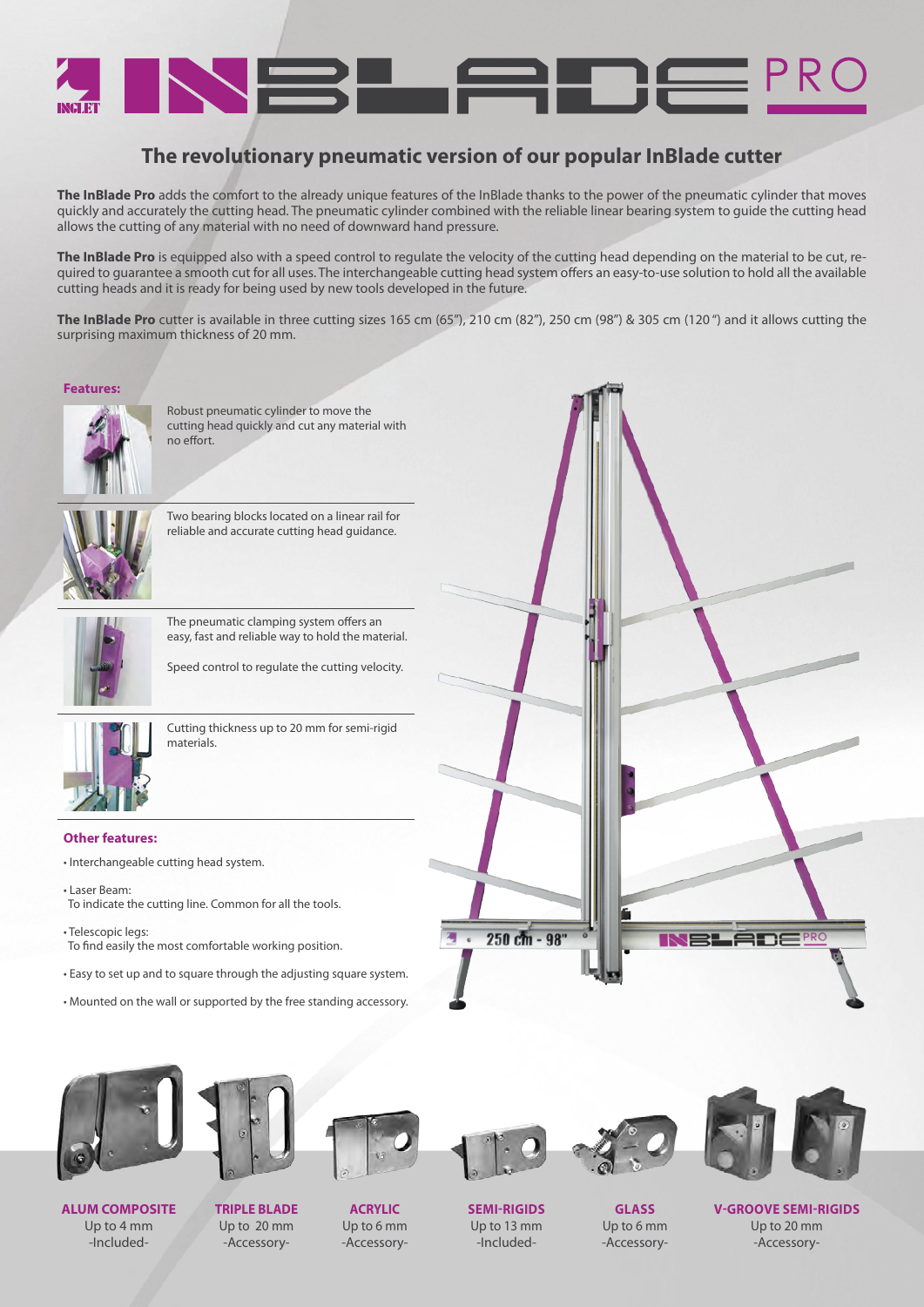# INBLADE PRO

## The revolutionary pneumatic version of our popular InBlade cutter

**The InBlade Pro** adds the comfort to the already unique features of the InBlade thanks to the power of the pneumatic cylinder that moves quickly and accurately the cutting head. The pneumatic cylinder combined with the reliable linear bearing system to guide the cutting head allows the cutting of any material with no need of downward hand pressure.

**The InBlade Pro** is equipped also with a speed control to regulate the velocity of the cutting head depending on the material to be cut, required to guarantee a smooth cut for all uses. The interchangeable cutting head system offers an easy-to-use solution to hold all the available cutting heads and it is ready for being used by new tools developed in the future.

**The InBlade Pro** cutter is available in three cutting sizes 165 cm (65"), 210 cm (82"), 250 cm (98") & 305 cm (120 ") and it allows cutting the surprising maximum thickness of 20 mm.

### Features:

Robust pneumatic cylinder to move the cutting head quickly and cut any material with no effort.

Two bearing blocks located on a linear rail for reliable and accurate cutting head guidance.

The pneumatic clamping system offers an easy, fast and reliable way to hold the material.

Speed control to regulate the cutting velocity.

Cutting thickness up to 20 mm for semi-rigid materials.

### Other features:

- Interchangeable cutting head system.
- Laser Beam: To indicate the cutting line. Common for all the tools.
- Telescopic legs: To find easily the most comfortable working position.
- Easy to set up and to square through the adjusting square system.
- Mounted on the wall or supported by the free standing accessory.

250 cm - 98"

**ALUM COMPOSITE**
Up to 4 mm
-Included-

**TRIPLE BLADE**
Up to 20 mm
-Accessory-

**ACRYLIC**
Up to 6 mm
-Accessory-

**SEMI-RIGIDS**
Up to 13 mm
-Included-

**GLASS**
Up to 6 mm
-Accessory-

**V-GROOVE SEMI-RIGIDS**
Up to 20 mm
-Accessory-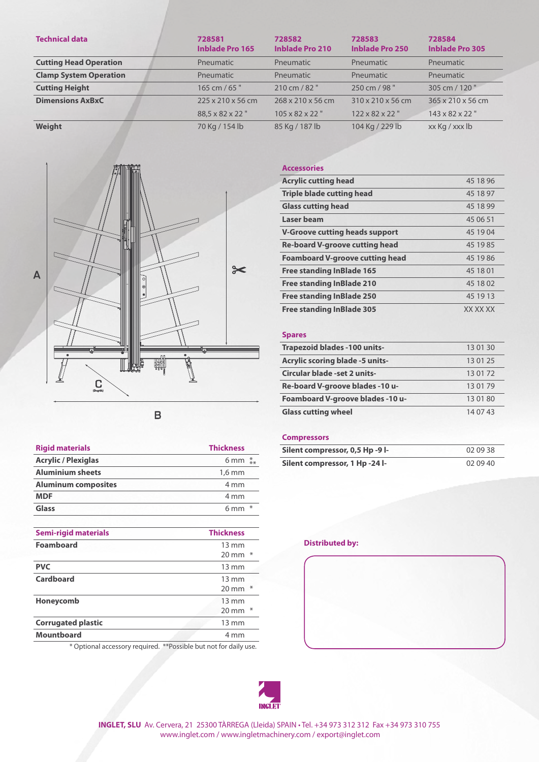| Technical data | 728581 Inblade Pro 165 | 728582 Inblade Pro 210 | 728583 Inblade Pro 250 | 728584 Inblade Pro 305 |
|---|---|---|---|---|
| **Cutting Head Operation** | Pneumatic | Pneumatic | Pneumatic | Pneumatic |
| **Clamp System Operation** | Pneumatic | Pneumatic | Pneumatic | Pneumatic |
| **Cutting Height** | 165 cm / 65 " | 210 cm / 82 " | 250 cm / 98 " | 305 cm / 120 " |
| **Dimensions AxBxC** | 225 x 210 x 56 cm<br>88,5 x 82 x 22 " | 268 x 210 x 56 cm<br>105 x 82 x 22 " | 310 x 210 x 56 cm<br>122 x 82 x 22 " | 365 x 210 x 56 cm<br>143 x 82 x 22 " |
| **Weight** | 70 Kg / 154 lb | 85 Kg / 187 lb | 104 Kg / 229 lb | xx Kg / xxx lb |

A

B

C (Depth)

| Rigid materials | Thickness |
|---|---|
| **Acrylic / Plexiglas** | 6 mm * ** |
| **Aluminium sheets** | 1,6 mm |
| **Aluminum composites** | 4 mm |
| **MDF** | 4 mm |
| **Glass** | 6 mm * |

| Semi-rigid materials | Thickness |
|---|---|
| **Foamboard** | 13 mm<br>20 mm * |
| **PVC** | 13 mm |
| **Cardboard** | 13 mm<br>20 mm * |
| **Honeycomb** | 13 mm<br>20 mm * |
| **Corrugated plastic** | 13 mm |
| **Mountboard** | 4 mm |

* Optional accessory required. **Possible but not for daily use.

| Accessories | |
|---|---|
| **Acrylic cutting head** | 45 18 96 |
| **Triple blade cutting head** | 45 18 97 |
| **Glass cutting head** | 45 18 99 |
| **Laser beam** | 45 06 51 |
| **V-Groove cutting heads support** | 45 19 04 |
| **Re-board V-groove cutting head** | 45 19 85 |
| **Foamboard V-groove cutting head** | 45 19 86 |
| **Free standing InBlade 165** | 45 18 01 |
| **Free standing InBlade 210** | 45 18 02 |
| **Free standing InBlade 250** | 45 19 13 |
| **Free standing InBlade 305** | XX XX XX |

| Spares | |
|---|---|
| **Trapezoid blades -100 units-** | 13 01 30 |
| **Acrylic scoring blade -5 units-** | 13 01 25 |
| **Circular blade -set 2 units-** | 13 01 72 |
| **Re-board V-groove blades -10 u-** | 13 01 79 |
| **Foamboard V-groove blades -10 u-** | 13 01 80 |
| **Glass cutting wheel** | 14 07 43 |

| Compressors | |
|---|---|
| **Silent compressor, 0,5 Hp -9 l-** | 02 09 38 |
| **Silent compressor, 1 Hp -24 l-** | 02 09 40 |

**Distributed by:**

INGLET

**INGLET, SLU** Av. Cervera, 21 25300 TÀRREGA (Lleida) SPAIN • Tel. +34 973 312 312 Fax +34 973 310 755
www.inglet.com / www.ingletmachinery.com / export@inglet.com